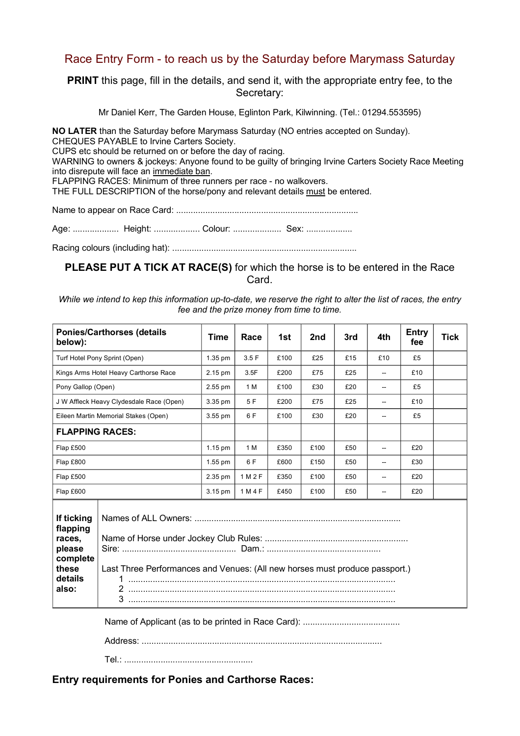# Race Entry Form - to reach us by the Saturday before Marymass Saturday

**PRINT** this page, fill in the details, and send it, with the appropriate entry fee, to the Secretary:

Mr Daniel Kerr, The Garden House, Eglinton Park, Kilwinning. (Tel.: 01294.553595)

**NO LATER** than the Saturday before Marymass Saturday (NO entries accepted on Sunday).
CHEQUES PAYABLE to Irvine Carters Society.
CUPS etc should be returned on or before the day of racing.
WARNING to owners & jockeys: Anyone found to be guilty of bringing Irvine Carters Society Race Meeting into disrepute will face an immediate ban.
FLAPPING RACES: Minimum of three runners per race - no walkovers.
THE FULL DESCRIPTION of the horse/pony and relevant details must be entered.

Name to appear on Race Card: ..........................................................................

Age: ................... Height: ................... Colour: .................... Sex: ...................

Racing colours (including hat): ...........................................................................

**PLEASE PUT A TICK AT RACE(S)** for which the horse is to be entered in the Race Card.

*While we intend to kep this information up-to-date, we reserve the right to alter the list of races, the entry fee and the prize money from time to time.*

| Ponies/Carthorses (details below): | Time | Race | 1st | 2nd | 3rd | 4th | Entry fee | Tick |
|---|---|---|---|---|---|---|---|---|
| Turf Hotel Pony Sprint (Open) | 1.35 pm | 3.5 F | £100 | £25 | £15 | £10 | £5 | |
| Kings Arms Hotel Heavy Carthorse Race | 2.15 pm | 3.5F | £200 | £75 | £25 | -- | £10 | |
| Pony Gallop (Open) | 2.55 pm | 1 M | £100 | £30 | £20 | -- | £5 | |
| J W Affleck Heavy Clydesdale Race (Open) | 3.35 pm | 5 F | £200 | £75 | £25 | -- | £10 | |
| Eileen Martin Memorial Stakes (Open) | 3.55 pm | 6 F | £100 | £30 | £20 | -- | £5 | |
| **FLAPPING RACES:** | | | | | | | | |
| Flap £500 | 1.15 pm | 1 M | £350 | £100 | £50 | -- | £20 | |
| Flap £800 | 1.55 pm | 6 F | £600 | £150 | £50 | -- | £30 | |
| Flap £500 | 2.35 pm | 1 M 2 F | £350 | £100 | £50 | -- | £20 | |
| Flap £600 | 3.15 pm | 1 M 4 F | £450 | £100 | £50 | -- | £20 | |

**If ticking flapping races, please complete these details also:**

Names of ALL Owners: ....................................................................................

Name of Horse under Jockey Club Rules: ...........................................................
Sire: ............................................... Dam.: ..............................................

Last Three Performances and Venues: (All new horses must produce passport.)
1 ............................................................................................................
2 ............................................................................................................
3 ............................................................................................................

Name of Applicant (as to be printed in Race Card): ........................................

Address: ..................................................................................................

Tel.: .....................................................

## Entry requirements for Ponies and Carthorse Races: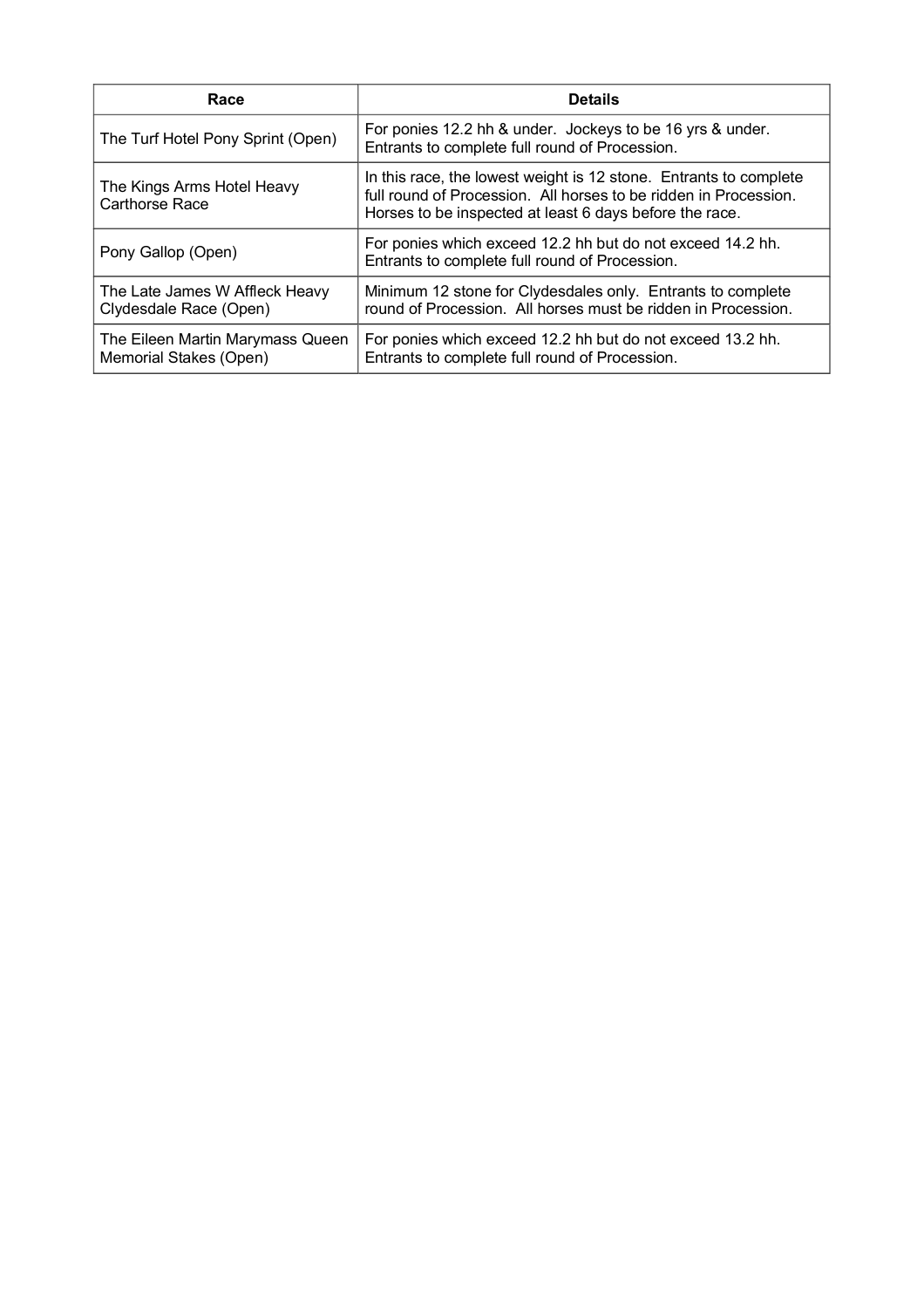| Race | Details |
| --- | --- |
| The Turf Hotel Pony Sprint (Open) | For ponies 12.2 hh & under. Jockeys to be 16 yrs & under. Entrants to complete full round of Procession. |
| The Kings Arms Hotel Heavy Carthorse Race | In this race, the lowest weight is 12 stone. Entrants to complete full round of Procession. All horses to be ridden in Procession. Horses to be inspected at least 6 days before the race. |
| Pony Gallop (Open) | For ponies which exceed 12.2 hh but do not exceed 14.2 hh. Entrants to complete full round of Procession. |
| The Late James W Affleck Heavy Clydesdale Race (Open) | Minimum 12 stone for Clydesdales only. Entrants to complete round of Procession. All horses must be ridden in Procession. |
| The Eileen Martin Marymass Queen Memorial Stakes (Open) | For ponies which exceed 12.2 hh but do not exceed 13.2 hh. Entrants to complete full round of Procession. |